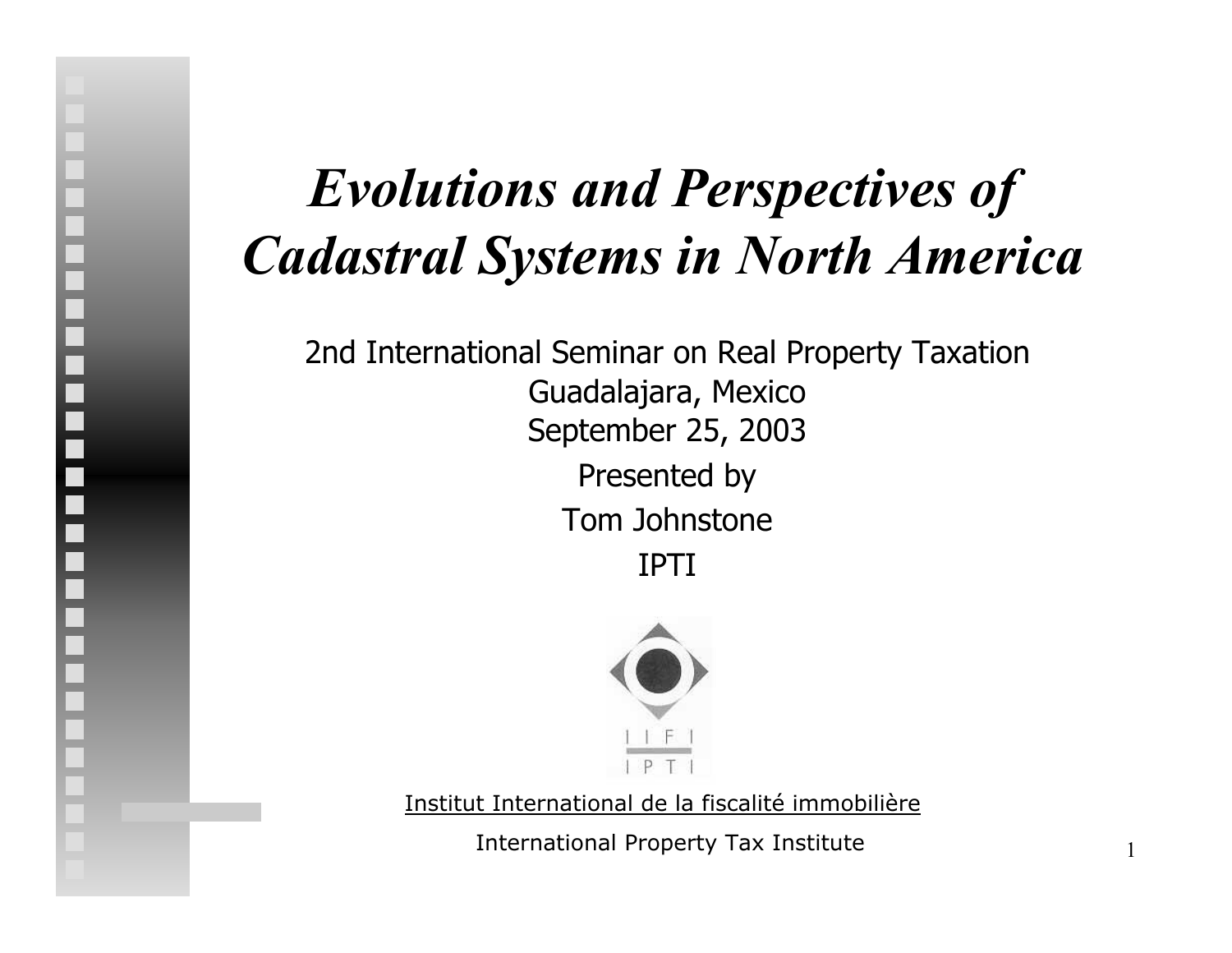# *Evolutions and Perspectives of Cadastral Systems in North America*

2nd International Seminar on Real Property Taxation
Guadalajara, Mexico
September 25, 2003

Presented by

Tom Johnstone

IPTI

IIFI
IPTI

Institut International de la fiscalité immobilière

International Property Tax Institute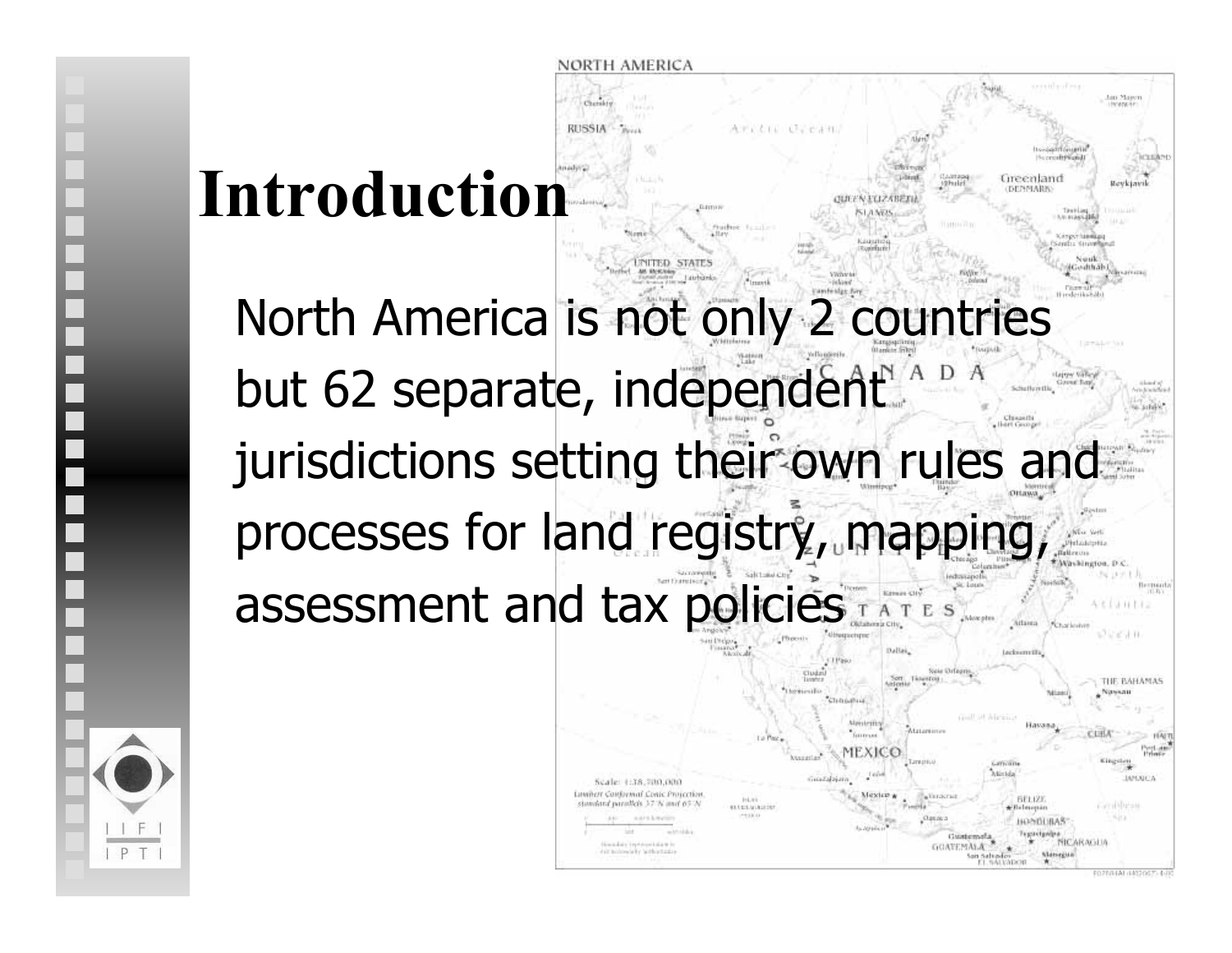# Introduction

North America is not only 2 countries but 62 separate, independent jurisdictions setting their own rules and processes for land registry, mapping, assessment and tax policies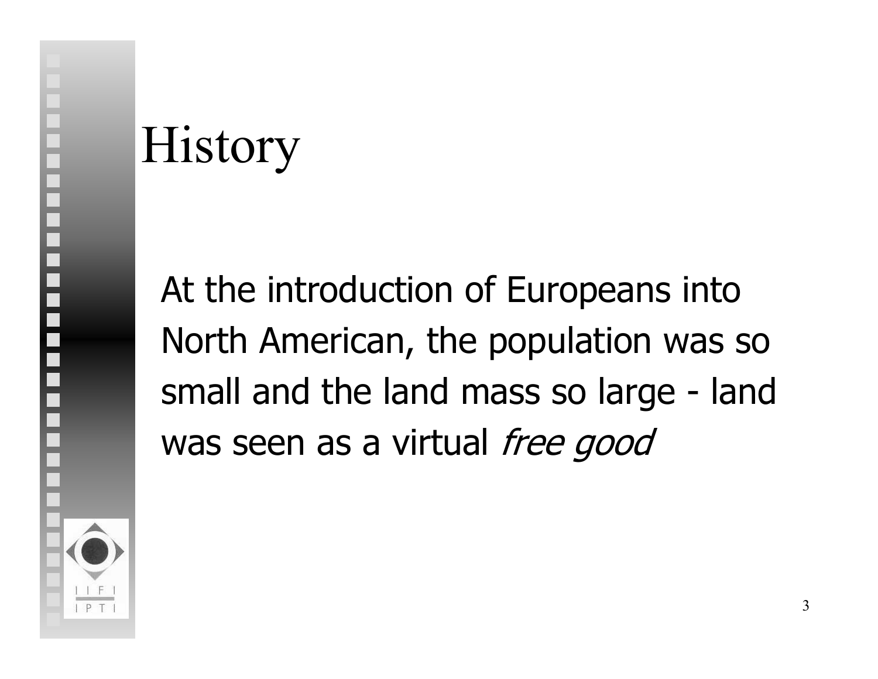# History

At the introduction of Europeans into North American, the population was so small and the land mass so large - land was seen as a virtual *free good*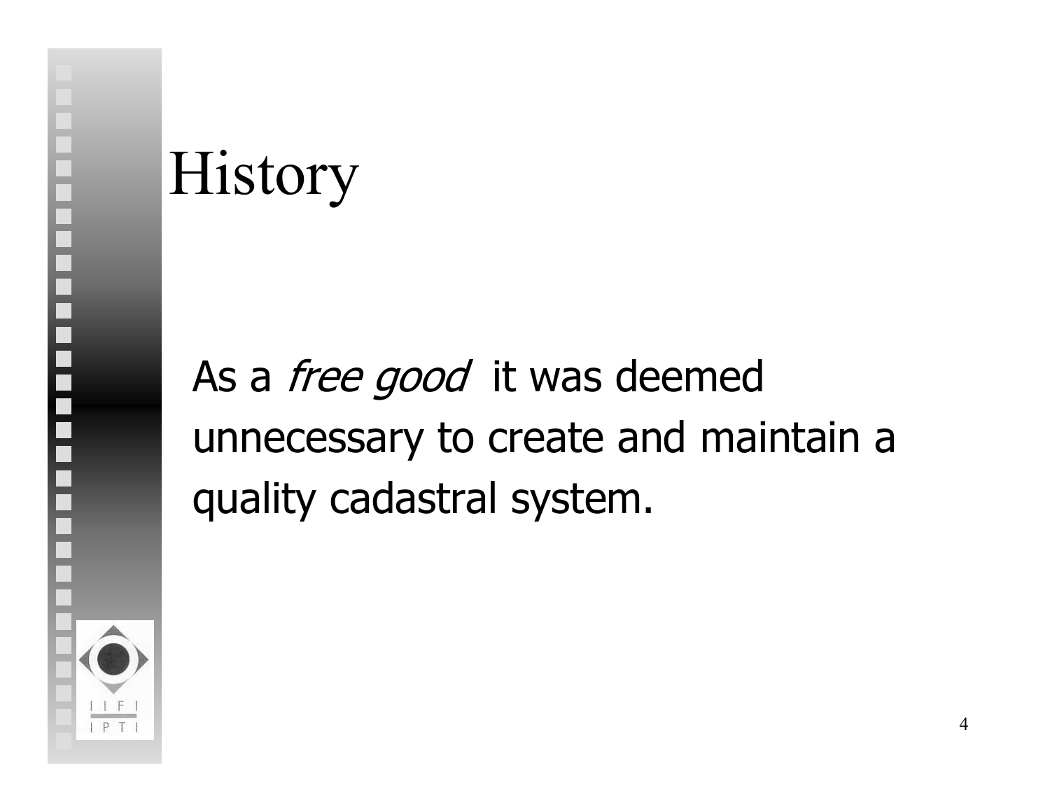# History

As a *free good* it was deemed unnecessary to create and maintain a quality cadastral system.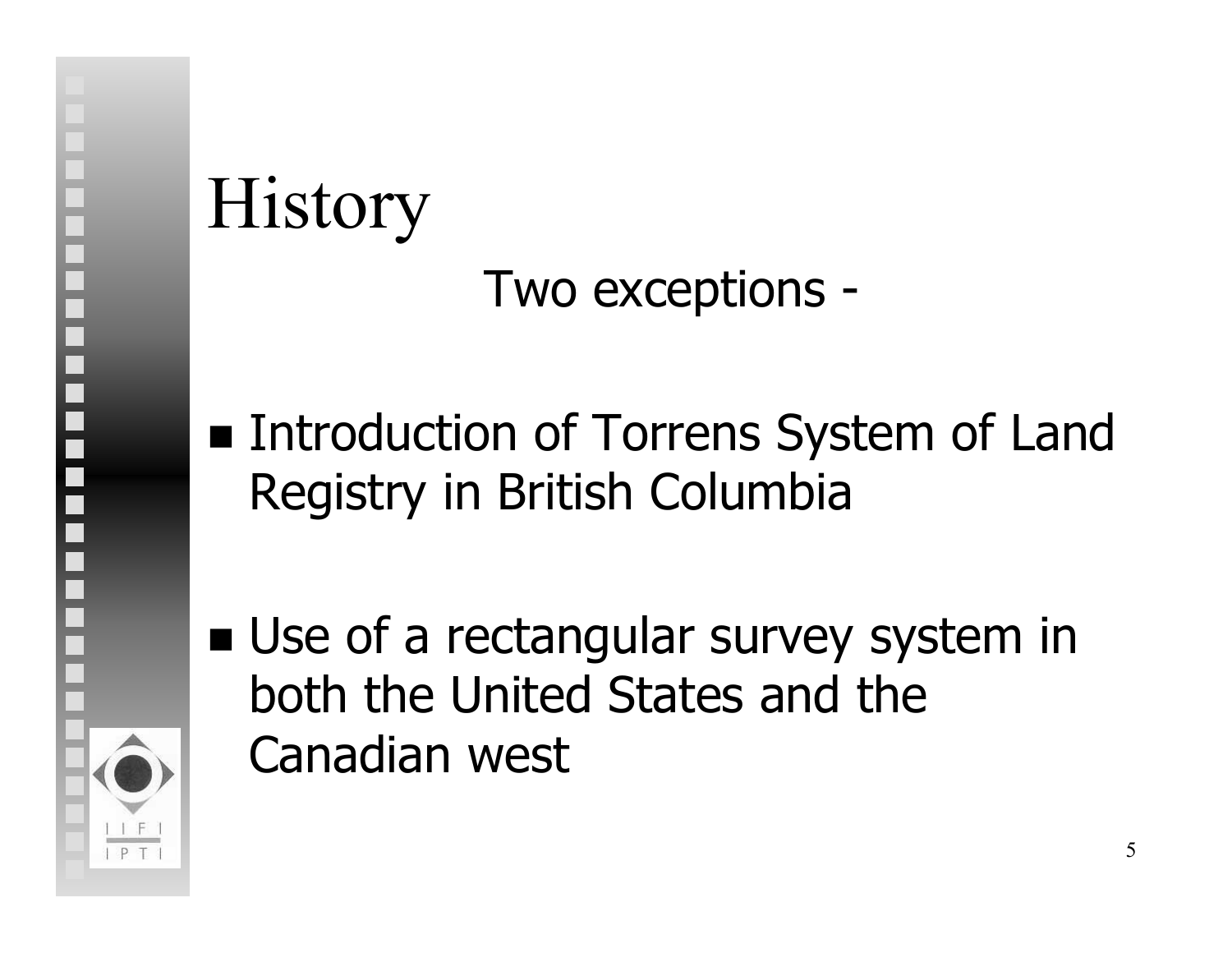# History

Two exceptions -

- Introduction of Torrens System of Land Registry in British Columbia
- Use of a rectangular survey system in both the United States and the Canadian west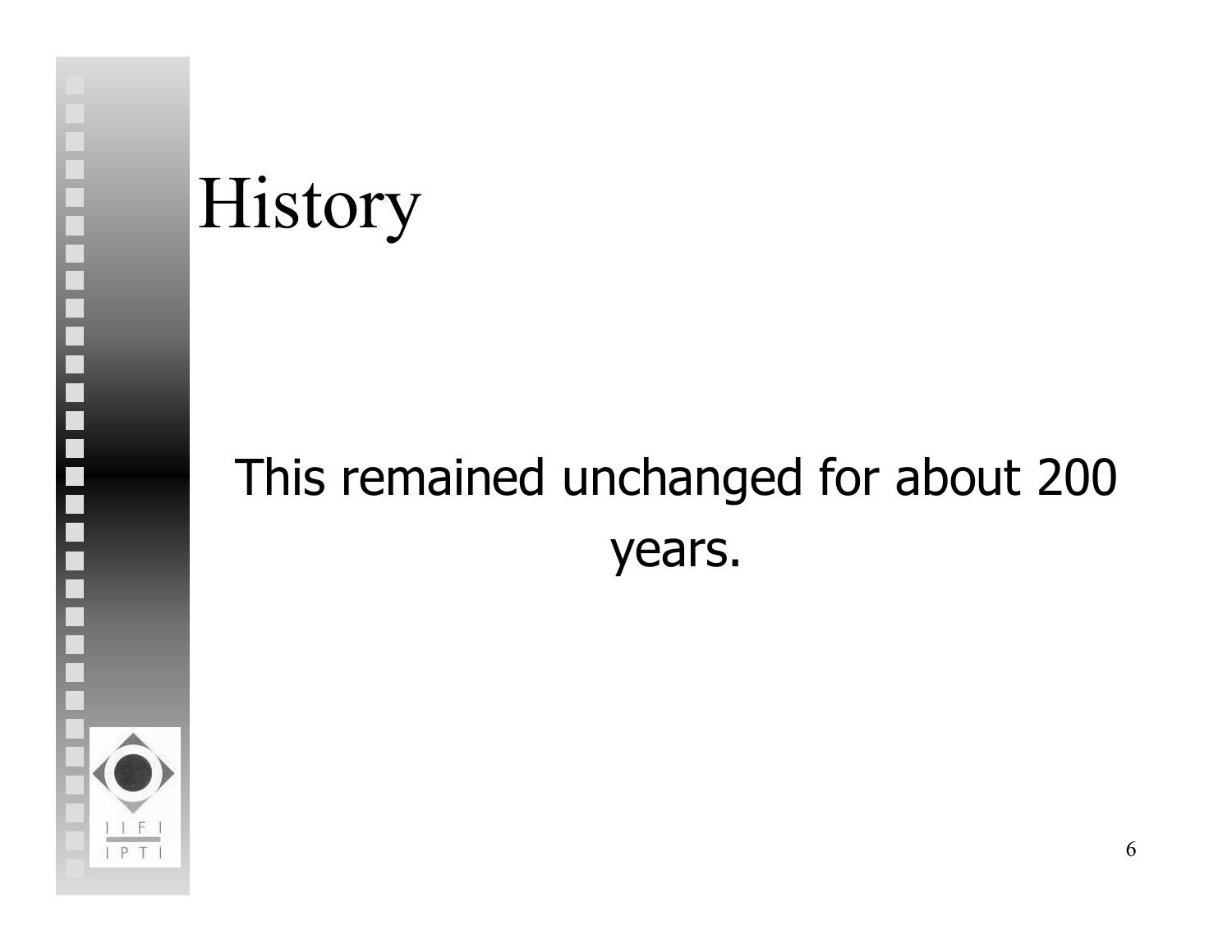# History

This remained unchanged for about 200 years.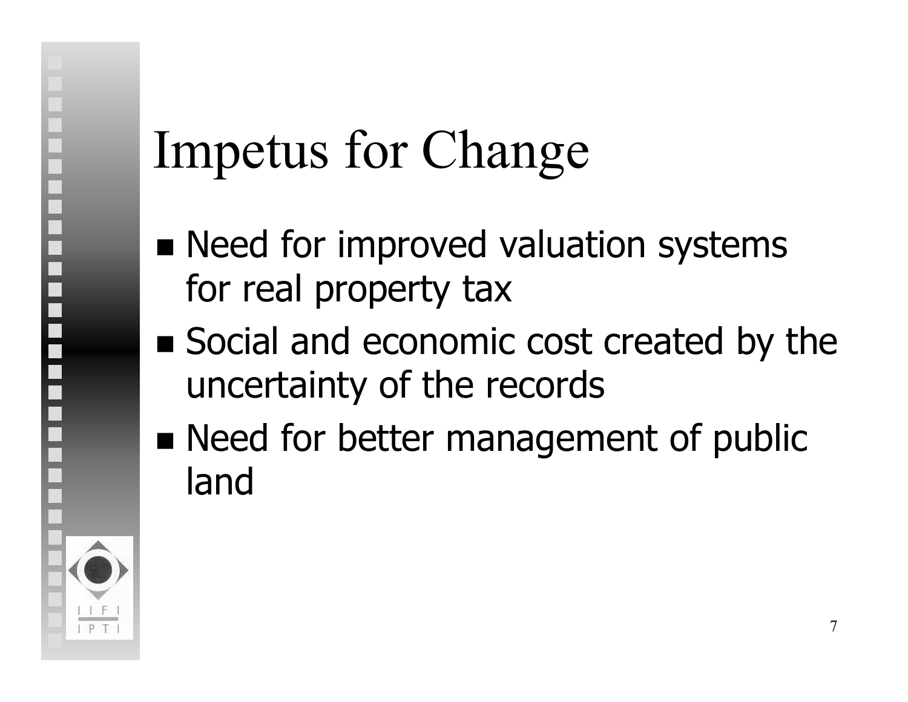# Impetus for Change

- Need for improved valuation systems for real property tax
- Social and economic cost created by the uncertainty of the records
- Need for better management of public land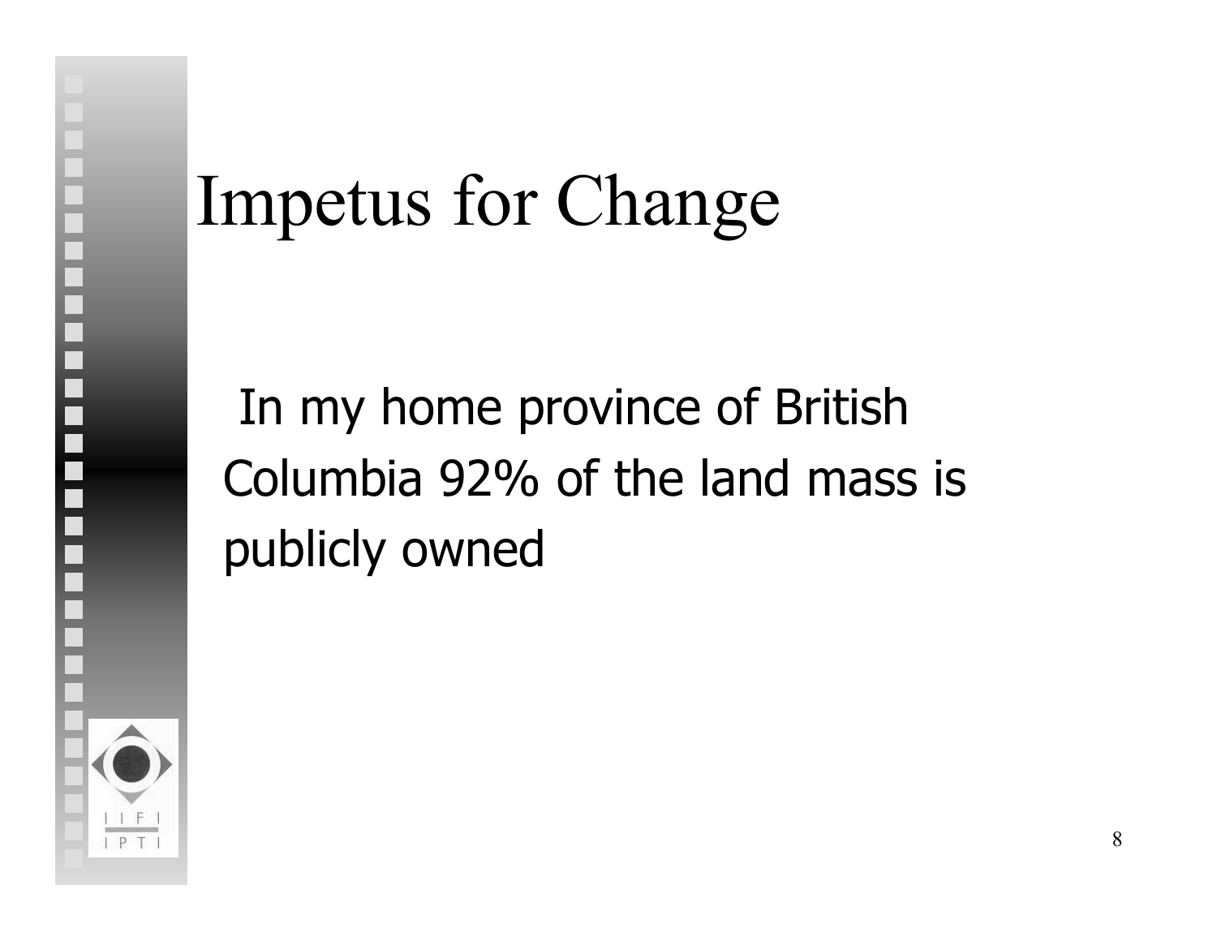# Impetus for Change

In my home province of British Columbia 92% of the land mass is publicly owned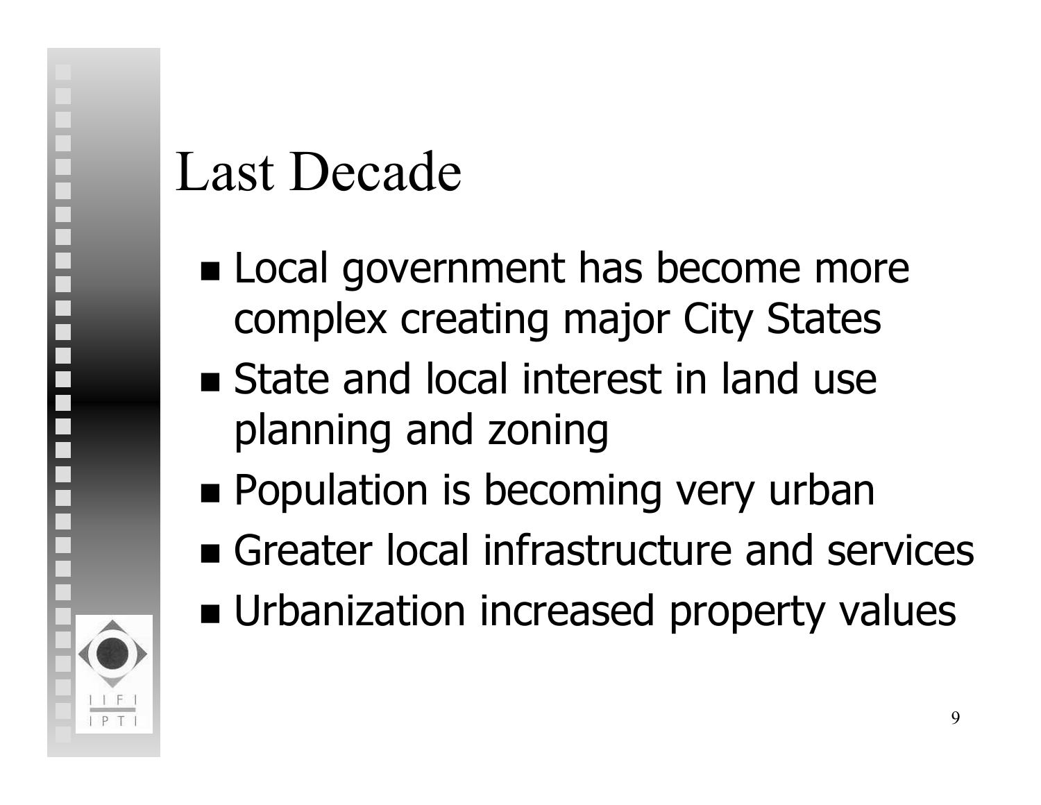# Last Decade

- Local government has become more complex creating major City States
- State and local interest in land use planning and zoning
- Population is becoming very urban
- Greater local infrastructure and services
- Urbanization increased property values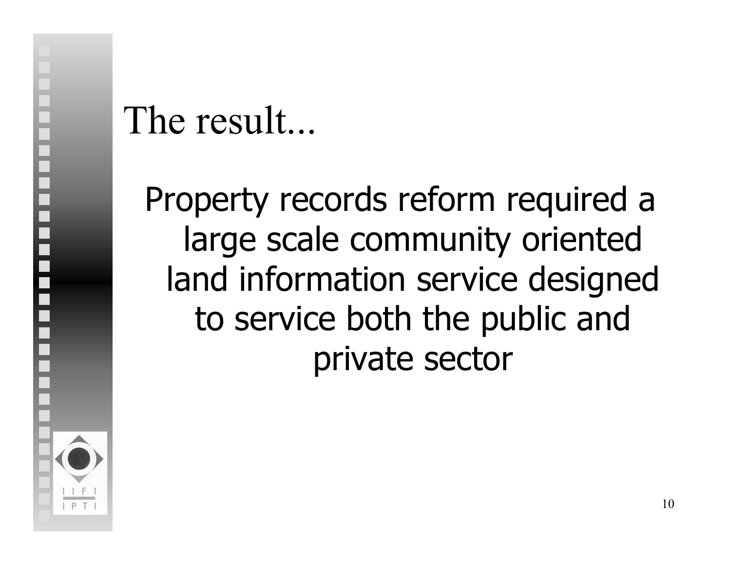# The result...

Property records reform required a large scale community oriented land information service designed to service both the public and private sector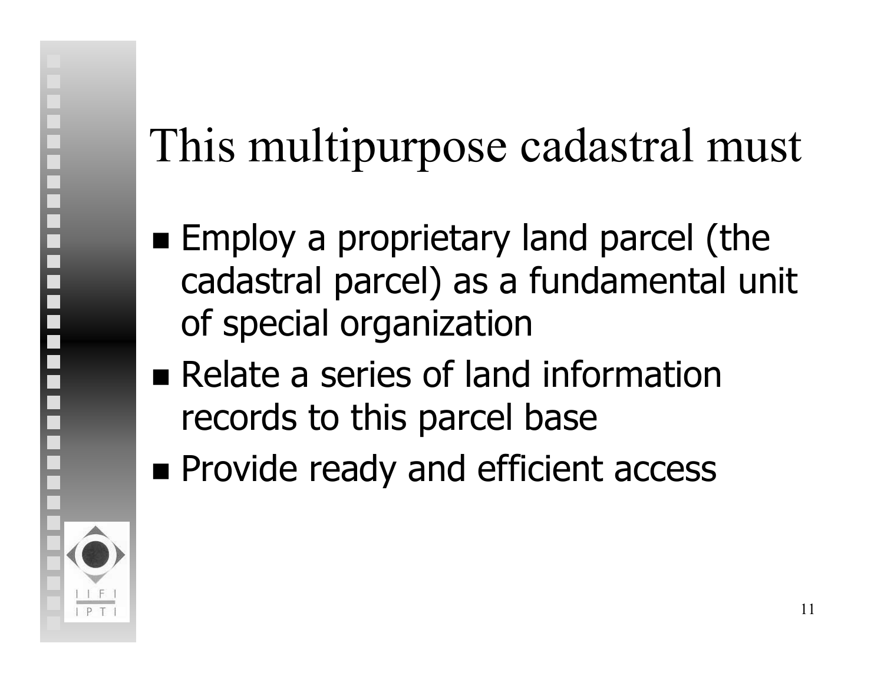# This multipurpose cadastral must

- Employ a proprietary land parcel (the cadastral parcel) as a fundamental unit of special organization
- Relate a series of land information records to this parcel base
- Provide ready and efficient access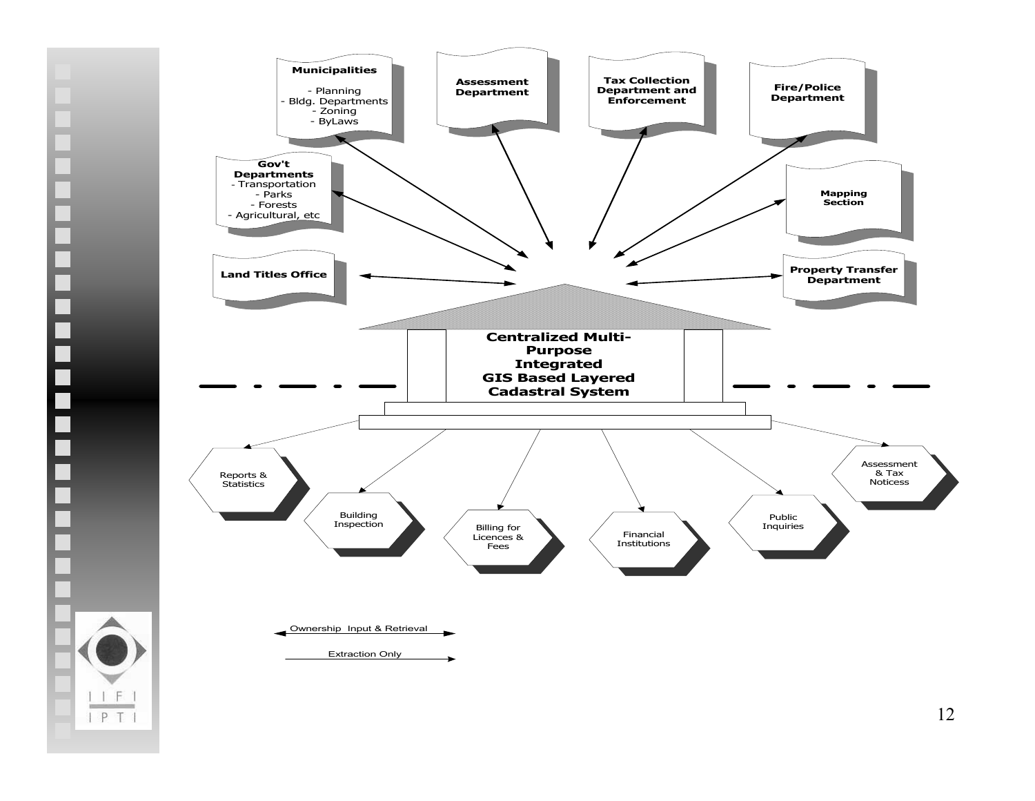Municipalities
- Planning
- Bldg. Departments
- Zoning
- ByLaws

Assessment Department

Tax Collection Department and Enforcement

Fire/Police Department

Gov't Departments
- Transportation
- Parks
- Forests
- Agricultural, etc

Mapping Section

Land Titles Office

Property Transfer Department

**Centralized Multi-Purpose Integrated GIS Based Layered Cadastral System**

Reports & Statistics

Building Inspection

Billing for Licences & Fees

Financial Institutions

Public Inquiries

Assessment & Tax Noticess

↔ Ownership Input & Retrieval

→ Extraction Only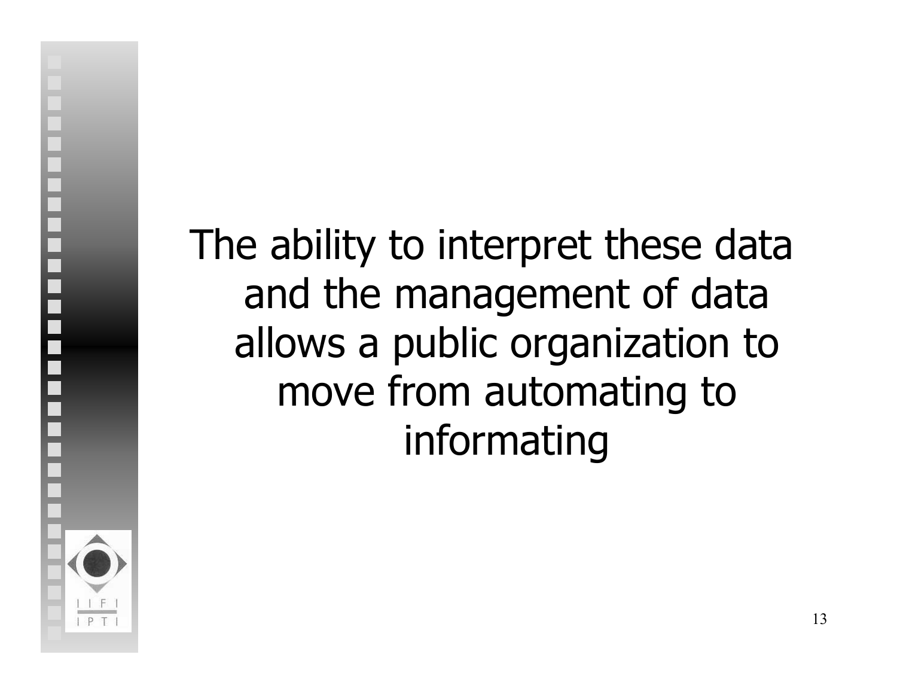The ability to interpret these data and the management of data allows a public organization to move from automating to informating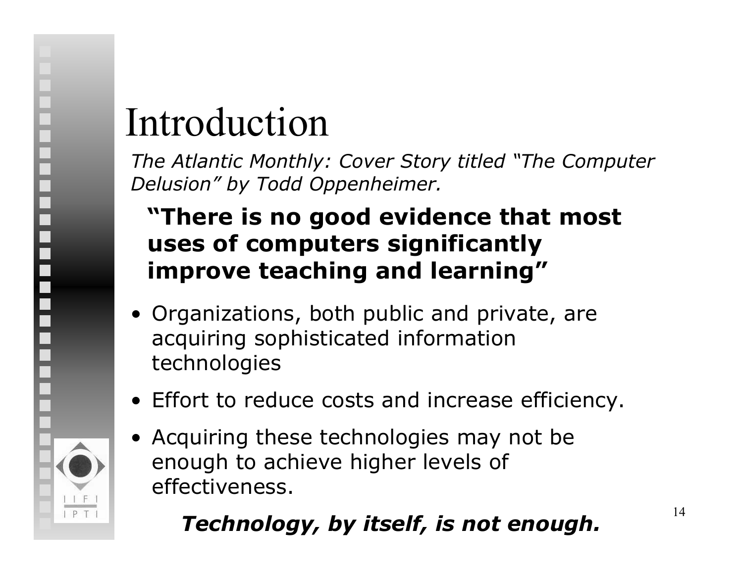# Introduction

*The Atlantic Monthly: Cover Story titled "The Computer Delusion" by Todd Oppenheimer.*

**"There is no good evidence that most uses of computers significantly improve teaching and learning"**

- Organizations, both public and private, are acquiring sophisticated information technologies
- Effort to reduce costs and increase efficiency.
- Acquiring these technologies may not be enough to achieve higher levels of effectiveness.

***Technology, by itself, is not enough.***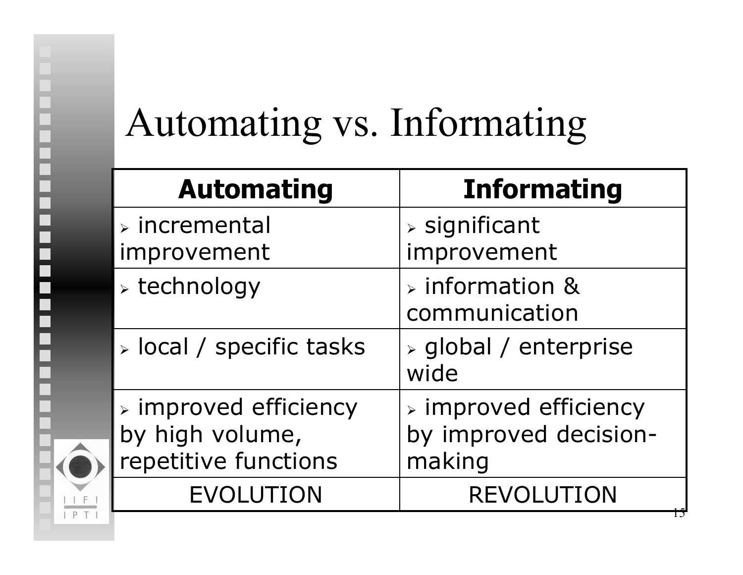# Automating vs. Informating

| Automating | Informating |
|---|---|
| ➢ incremental improvement | ➢ significant improvement |
| ➢ technology | ➢ information & communication |
| ➢ local / specific tasks | ➢ global / enterprise wide |
| ➢ improved efficiency by high volume, repetitive functions | ➢ improved efficiency by improved decision-making |
| EVOLUTION | REVOLUTION |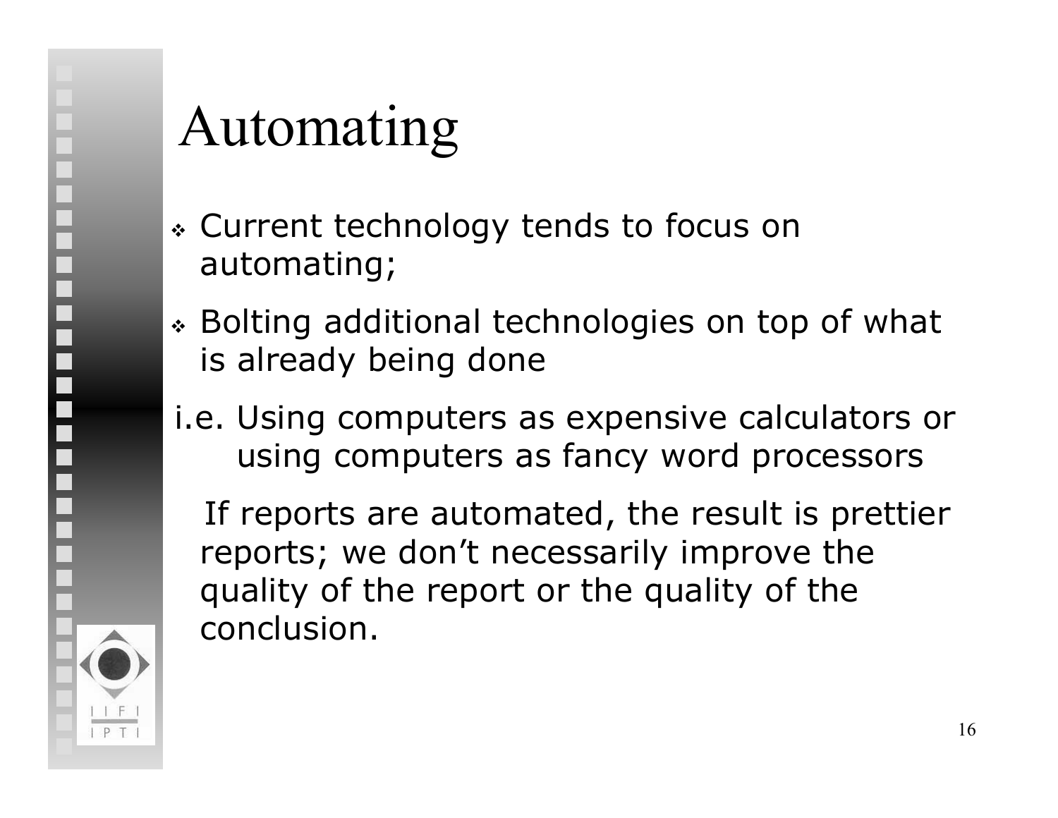# Automating

- Current technology tends to focus on automating;
- Bolting additional technologies on top of what is already being done

i.e. Using computers as expensive calculators or using computers as fancy word processors

If reports are automated, the result is prettier reports; we don't necessarily improve the quality of the report or the quality of the conclusion.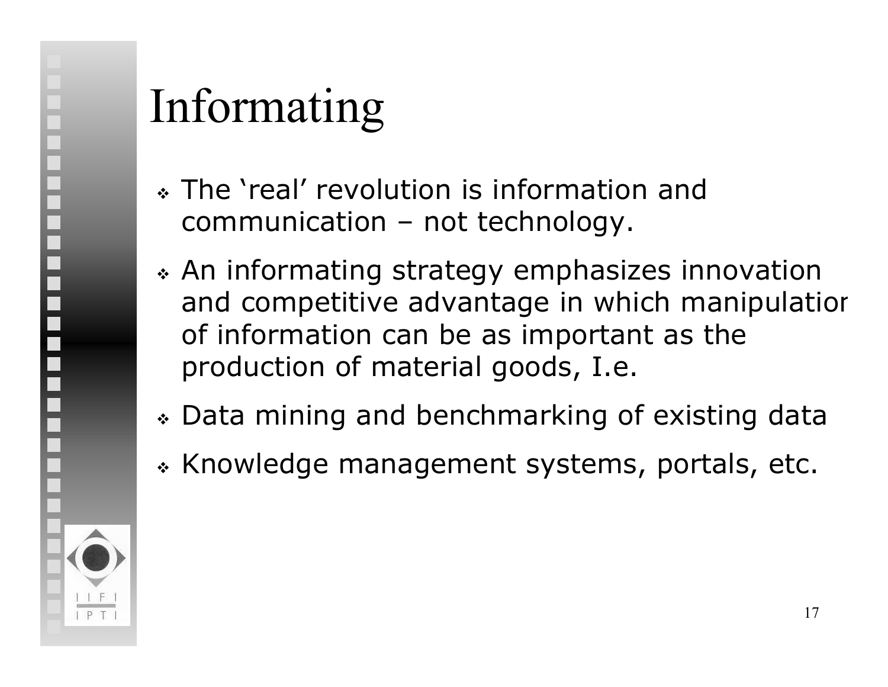# Informating

- The 'real' revolution is information and communication – not technology.
- An informating strategy emphasizes innovation and competitive advantage in which manipulation of information can be as important as the production of material goods, I.e.
- Data mining and benchmarking of existing data
- Knowledge management systems, portals, etc.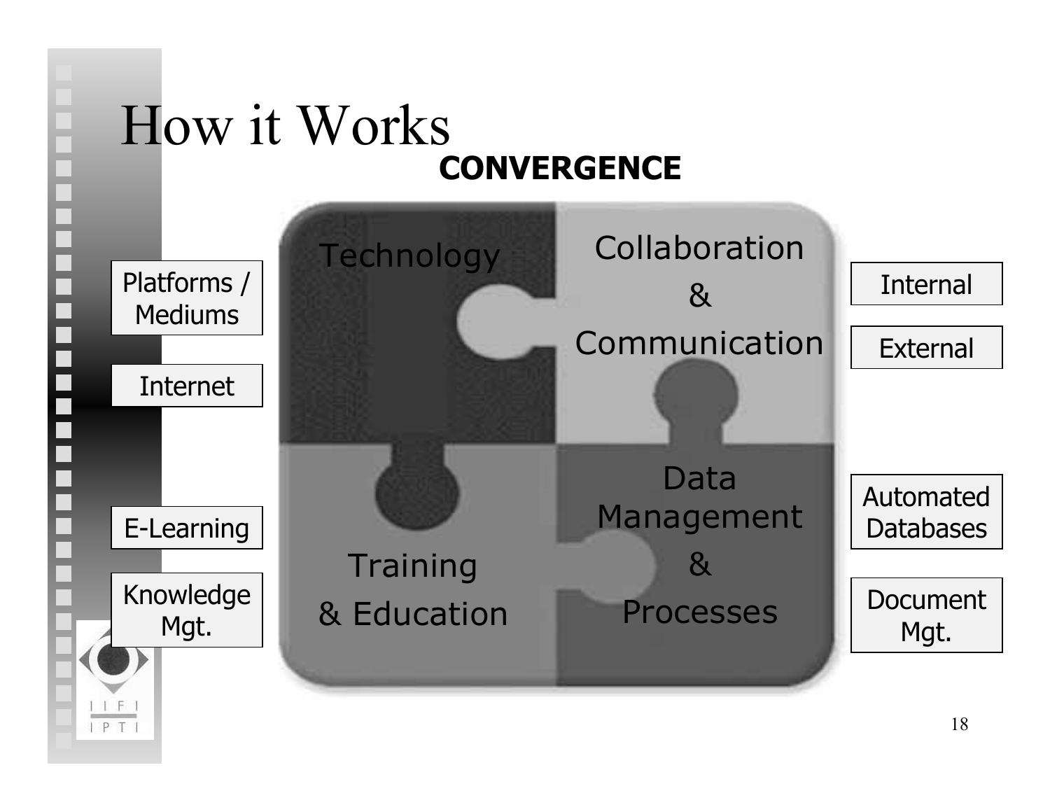# How it Works

**CONVERGENCE**

- Platforms / Mediums
- Internet

**Technology**

**Collaboration & Communication**

- Internal
- External

**Training & Education**

- E-Learning
- Knowledge Mgt.

**Data Management & Processes**

- Automated Databases
- Document Mgt.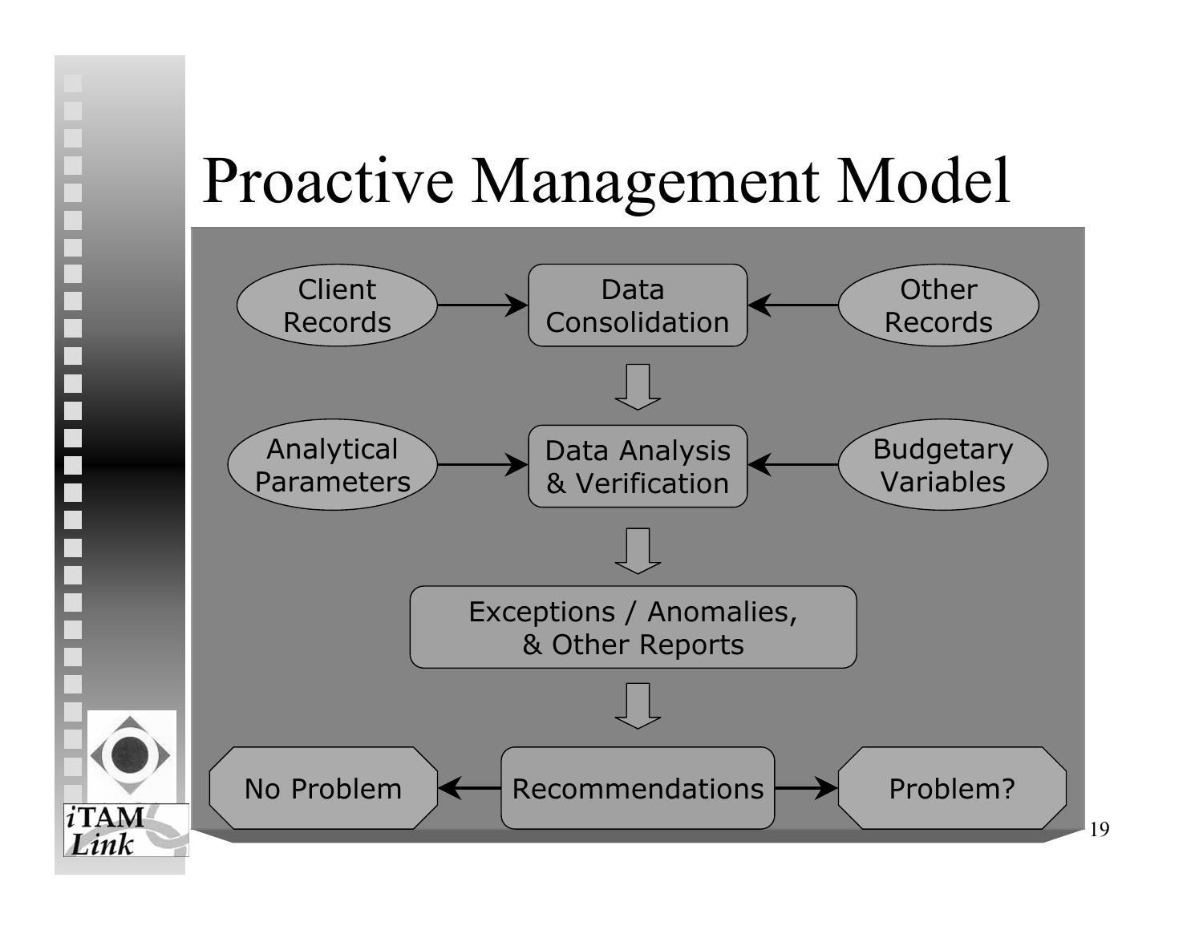# Proactive Management Model

Client Records → Data Consolidation ← Other Records

⇩

Analytical Parameters → Data Analysis & Verification ← Budgetary Variables

⇩

Exceptions / Anomalies, & Other Reports

⇩

No Problem ← Recommendations → Problem?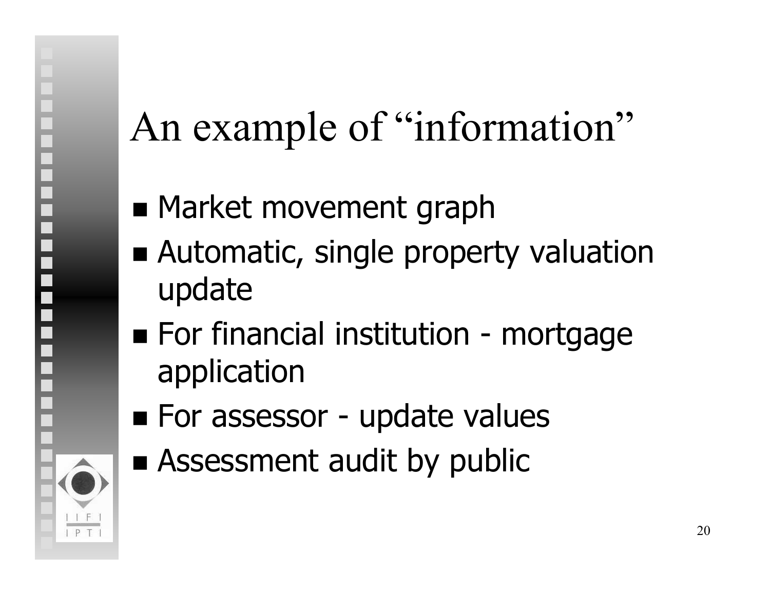# An example of "information"

- Market movement graph
- Automatic, single property valuation update
- For financial institution - mortgage application
- For assessor - update values
- Assessment audit by public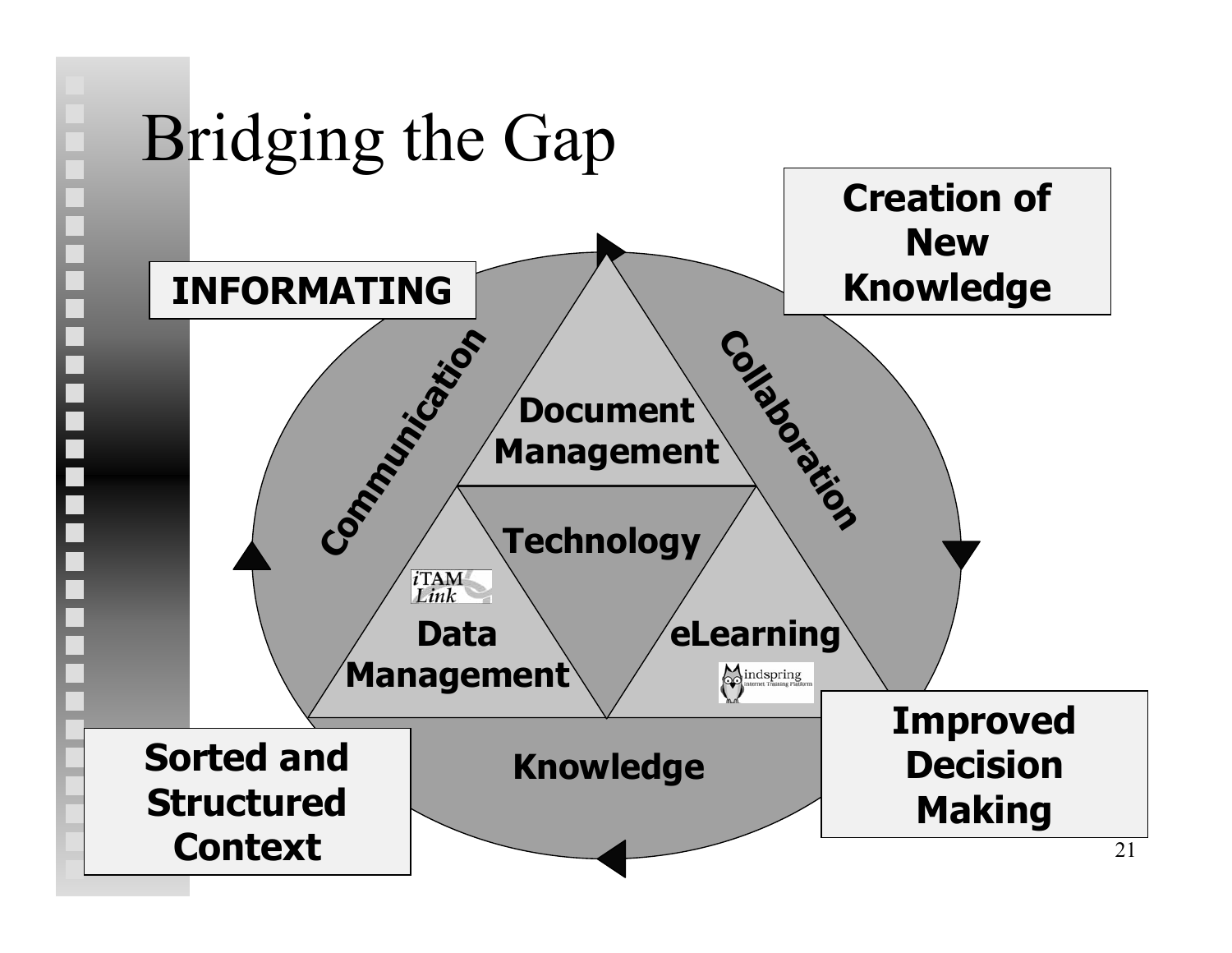# Bridging the Gap

**INFORMATING**

**Creation of New Knowledge**

**Communication**

**Collaboration**

**Document Management**

**Technology**

iTAM Link

**Data Management**

**eLearning**

Mindspring Internet Training Platform

**Knowledge**

**Sorted and Structured Context**

**Improved Decision Making**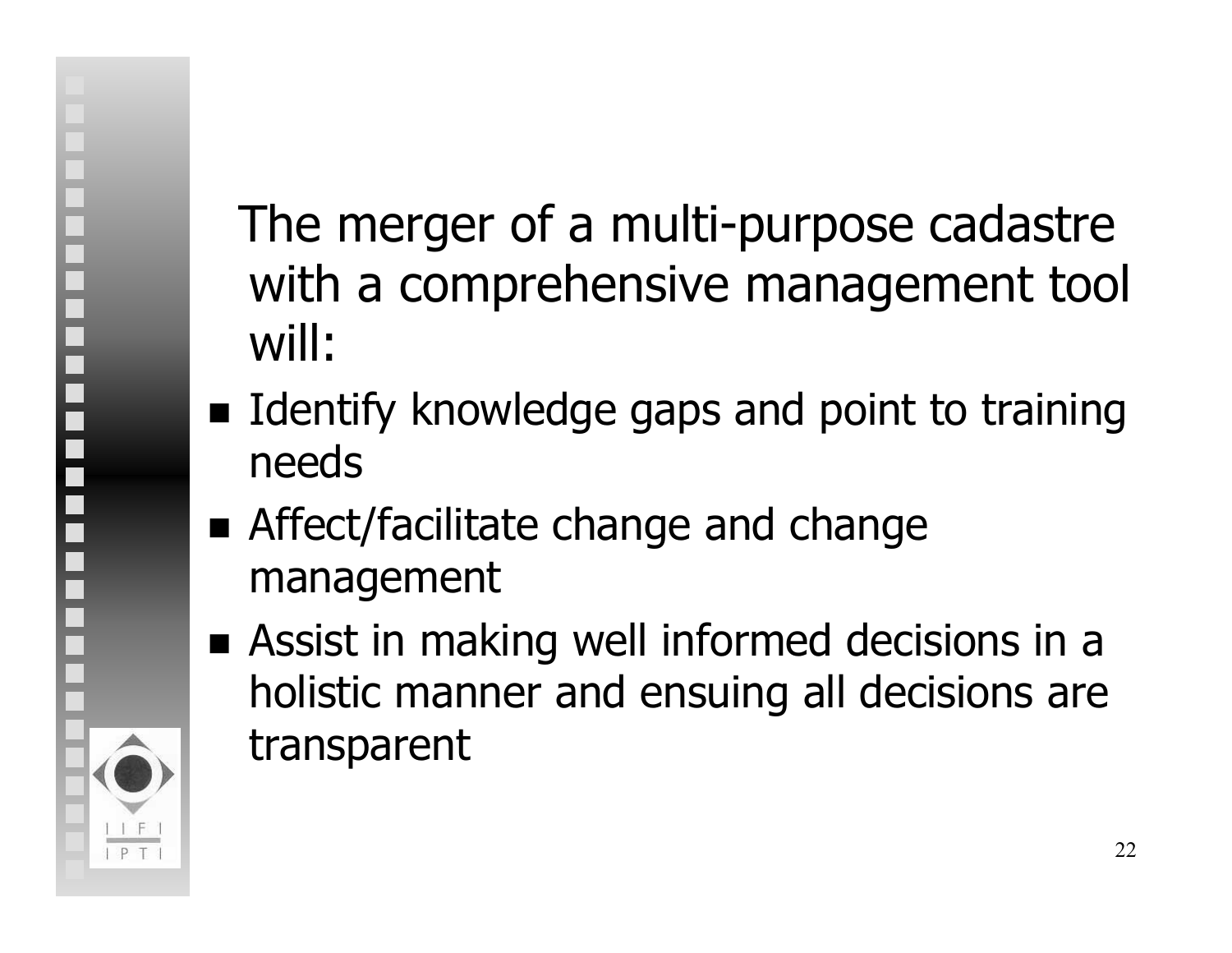The merger of a multi-purpose cadastre with a comprehensive management tool will:

- Identify knowledge gaps and point to training needs
- Affect/facilitate change and change management
- Assist in making well informed decisions in a holistic manner and ensuing all decisions are transparent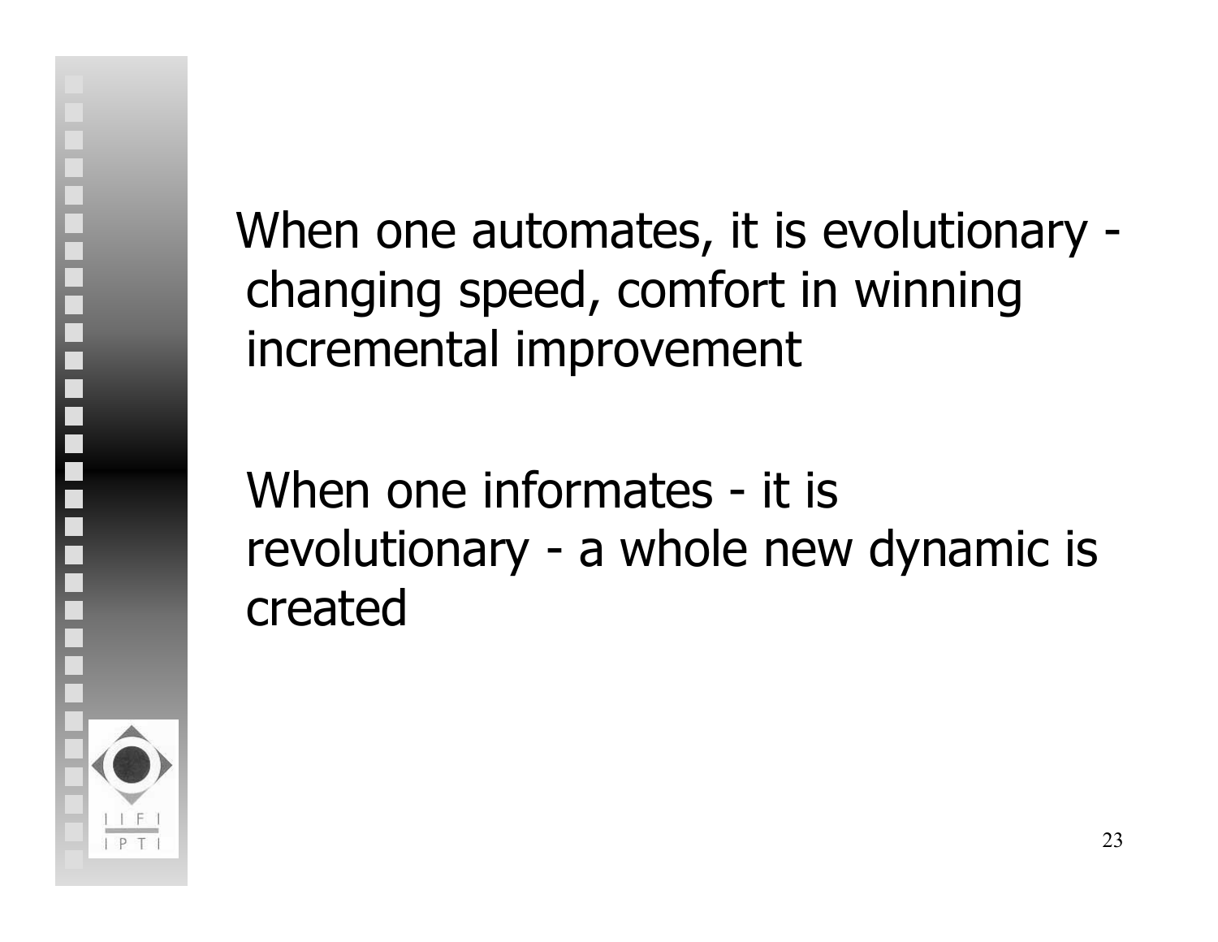When one automates, it is evolutionary - changing speed, comfort in winning incremental improvement

When one informates - it is revolutionary - a whole new dynamic is created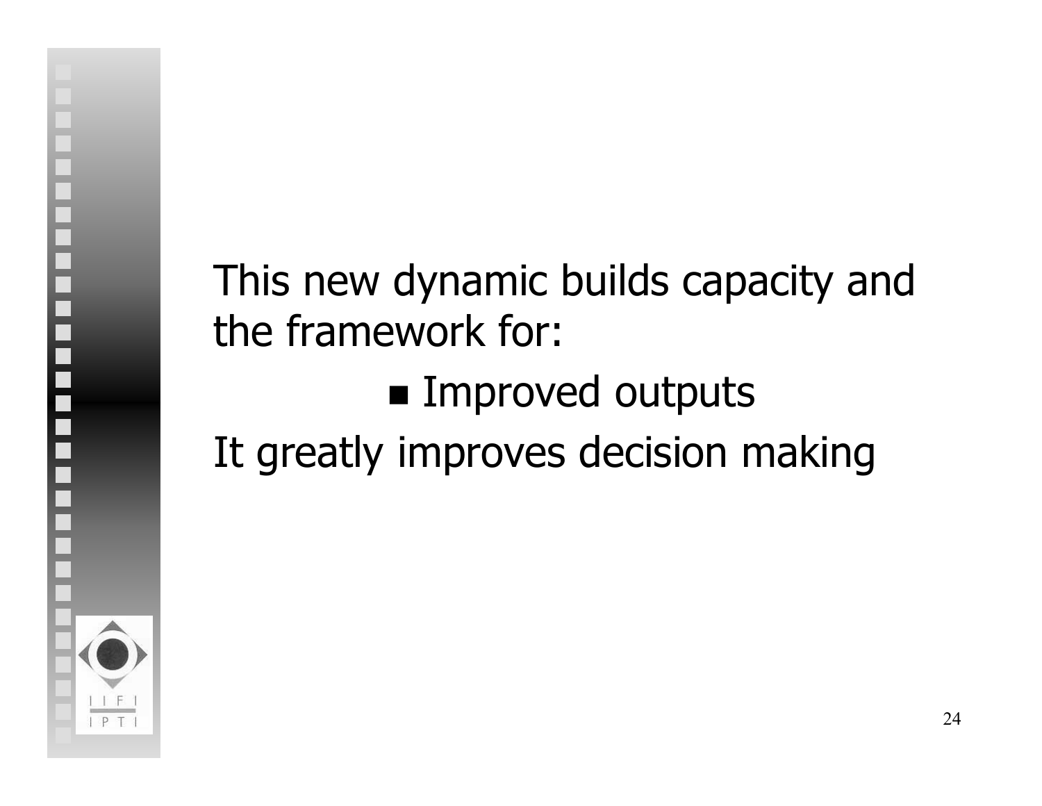This new dynamic builds capacity and the framework for:

- Improved outputs

It greatly improves decision making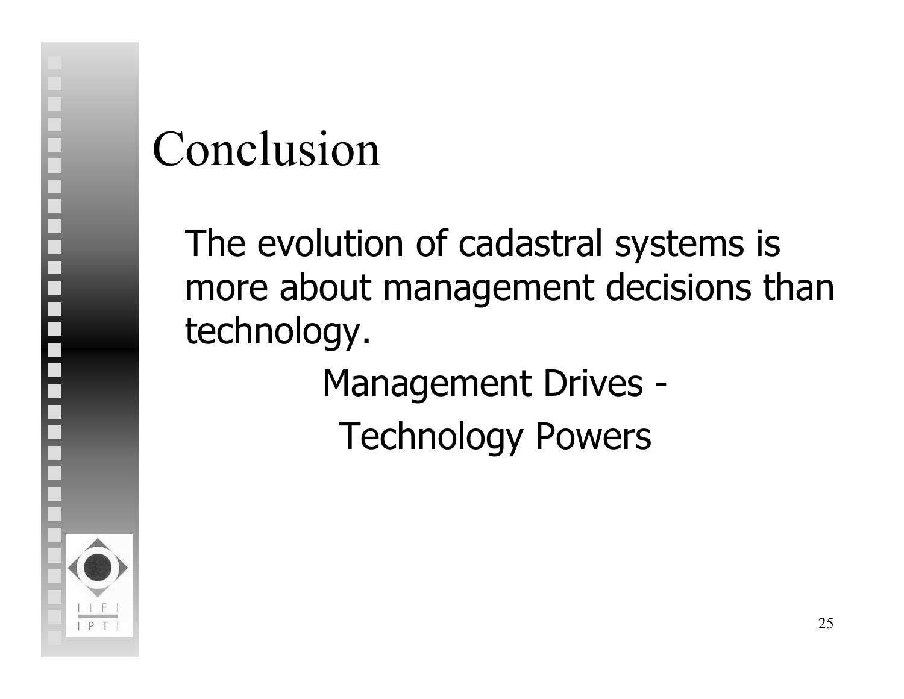# Conclusion

The evolution of cadastral systems is more about management decisions than technology.

Management Drives -

Technology Powers